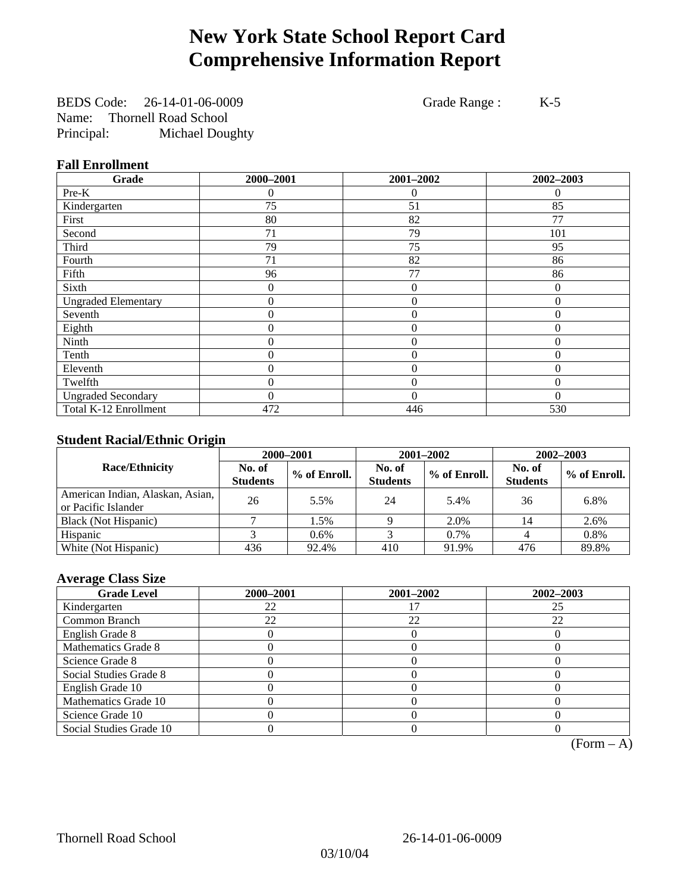# New York State School Report Card
# Comprehensive Information Report

BEDS Code: 26-14-01-06-0009 Grade Range : K-5
Name: Thornell Road School
Principal: Michael Doughty

### Fall Enrollment

| Grade | 2000–2001 | 2001–2002 | 2002–2003 |
|---|---|---|---|
| Pre-K | 0 | 0 | 0 |
| Kindergarten | 75 | 51 | 85 |
| First | 80 | 82 | 77 |
| Second | 71 | 79 | 101 |
| Third | 79 | 75 | 95 |
| Fourth | 71 | 82 | 86 |
| Fifth | 96 | 77 | 86 |
| Sixth | 0 | 0 | 0 |
| Ungraded Elementary | 0 | 0 | 0 |
| Seventh | 0 | 0 | 0 |
| Eighth | 0 | 0 | 0 |
| Ninth | 0 | 0 | 0 |
| Tenth | 0 | 0 | 0 |
| Eleventh | 0 | 0 | 0 |
| Twelfth | 0 | 0 | 0 |
| Ungraded Secondary | 0 | 0 | 0 |
| Total K-12 Enrollment | 472 | 446 | 530 |

### Student Racial/Ethnic Origin

| Race/Ethnicity | 2000–2001 | | 2001–2002 | | 2002–2003 | |
|---|---|---|---|---|---|---|
| | No. of Students | % of Enroll. | No. of Students | % of Enroll. | No. of Students | % of Enroll. |
| American Indian, Alaskan, Asian, or Pacific Islander | 26 | 5.5% | 24 | 5.4% | 36 | 6.8% |
| Black (Not Hispanic) | 7 | 1.5% | 9 | 2.0% | 14 | 2.6% |
| Hispanic | 3 | 0.6% | 3 | 0.7% | 4 | 0.8% |
| White (Not Hispanic) | 436 | 92.4% | 410 | 91.9% | 476 | 89.8% |

### Average Class Size

| Grade Level | 2000–2001 | 2001–2002 | 2002–2003 |
|---|---|---|---|
| Kindergarten | 22 | 17 | 25 |
| Common Branch | 22 | 22 | 22 |
| English Grade 8 | 0 | 0 | 0 |
| Mathematics Grade 8 | 0 | 0 | 0 |
| Science Grade 8 | 0 | 0 | 0 |
| Social Studies Grade 8 | 0 | 0 | 0 |
| English Grade 10 | 0 | 0 | 0 |
| Mathematics Grade 10 | 0 | 0 | 0 |
| Science Grade 10 | 0 | 0 | 0 |
| Social Studies Grade 10 | 0 | 0 | 0 |

(Form – A)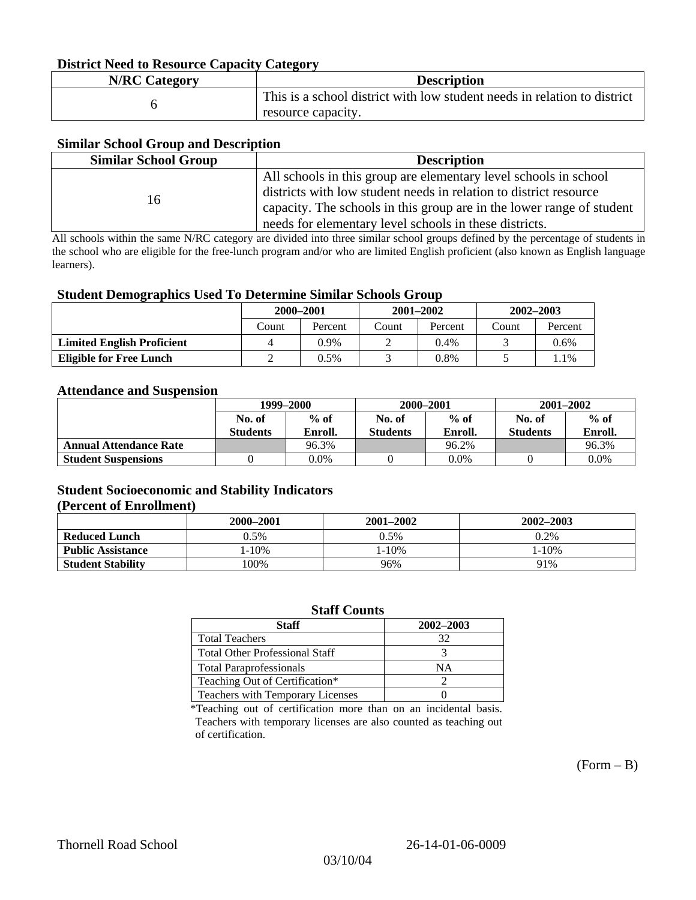### District Need to Resource Capacity Category

| N/RC Category | Description |
|---|---|
| 6 | This is a school district with low student needs in relation to district resource capacity. |

### Similar School Group and Description

| Similar School Group | Description |
|---|---|
| 16 | All schools in this group are elementary level schools in school districts with low student needs in relation to district resource capacity. The schools in this group are in the lower range of student needs for elementary level schools in these districts. |

All schools within the same N/RC category are divided into three similar school groups defined by the percentage of students in the school who are eligible for the free-lunch program and/or who are limited English proficient (also known as English language learners).

### Student Demographics Used To Determine Similar Schools Group

| | 2000–2001 | | 2001–2002 | | 2002–2003 | |
|---|---|---|---|---|---|---|
| | Count | Percent | Count | Percent | Count | Percent |
| **Limited English Proficient** | 4 | 0.9% | 2 | 0.4% | 3 | 0.6% |
| **Eligible for Free Lunch** | 2 | 0.5% | 3 | 0.8% | 5 | 1.1% |

### Attendance and Suspension

| | 1999–2000 | | 2000–2001 | | 2001–2002 | |
|---|---|---|---|---|---|---|
| | No. of Students | % of Enroll. | No. of Students | % of Enroll. | No. of Students | % of Enroll. |
| **Annual Attendance Rate** | | 96.3% | | 96.2% | | 96.3% |
| **Student Suspensions** | 0 | 0.0% | 0 | 0.0% | 0 | 0.0% |

### Student Socioeconomic and Stability Indicators
### (Percent of Enrollment)

| | 2000–2001 | 2001–2002 | 2002–2003 |
|---|---|---|---|
| **Reduced Lunch** | 0.5% | 0.5% | 0.2% |
| **Public Assistance** | 1-10% | 1-10% | 1-10% |
| **Student Stability** | 100% | 96% | 91% |

### Staff Counts

| Staff | 2002–2003 |
|---|---|
| Total Teachers | 32 |
| Total Other Professional Staff | 3 |
| Total Paraprofessionals | NA |
| Teaching Out of Certification* | 2 |
| Teachers with Temporary Licenses | 0 |

*Teaching out of certification more than on an incidental basis. Teachers with temporary licenses are also counted as teaching out of certification.

(Form – B)

Thornell Road School 26-14-01-06-0009

03/10/04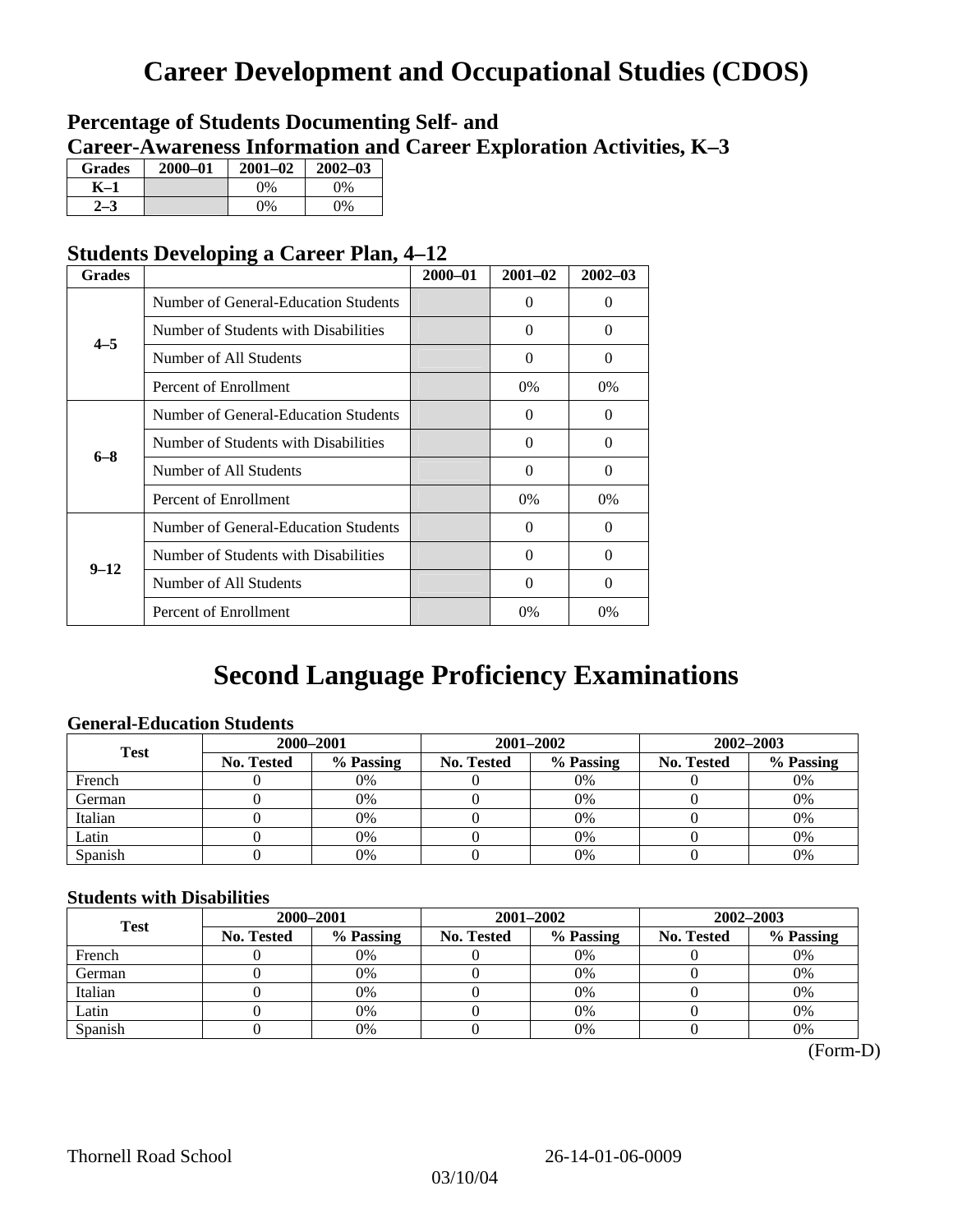# Career Development and Occupational Studies (CDOS)

## Percentage of Students Documenting Self- and Career-Awareness Information and Career Exploration Activities, K–3

| Grades | 2000–01 | 2001–02 | 2002–03 |
|---|---|---|---|
| K–1 | | 0% | 0% |
| 2–3 | | 0% | 0% |

## Students Developing a Career Plan, 4–12

| Grades | | 2000–01 | 2001–02 | 2002–03 |
|---|---|---|---|---|
| 4–5 | Number of General-Education Students | | 0 | 0 |
| | Number of Students with Disabilities | | 0 | 0 |
| | Number of All Students | | 0 | 0 |
| | Percent of Enrollment | | 0% | 0% |
| 6–8 | Number of General-Education Students | | 0 | 0 |
| | Number of Students with Disabilities | | 0 | 0 |
| | Number of All Students | | 0 | 0 |
| | Percent of Enrollment | | 0% | 0% |
| 9–12 | Number of General-Education Students | | 0 | 0 |
| | Number of Students with Disabilities | | 0 | 0 |
| | Number of All Students | | 0 | 0 |
| | Percent of Enrollment | | 0% | 0% |

# Second Language Proficiency Examinations

### General-Education Students

| Test | 2000–2001 | | 2001–2002 | | 2002–2003 | |
|---|---|---|---|---|---|---|
| | No. Tested | % Passing | No. Tested | % Passing | No. Tested | % Passing |
| French | 0 | 0% | 0 | 0% | 0 | 0% |
| German | 0 | 0% | 0 | 0% | 0 | 0% |
| Italian | 0 | 0% | 0 | 0% | 0 | 0% |
| Latin | 0 | 0% | 0 | 0% | 0 | 0% |
| Spanish | 0 | 0% | 0 | 0% | 0 | 0% |

### Students with Disabilities

| Test | 2000–2001 | | 2001–2002 | | 2002–2003 | |
|---|---|---|---|---|---|---|
| | No. Tested | % Passing | No. Tested | % Passing | No. Tested | % Passing |
| French | 0 | 0% | 0 | 0% | 0 | 0% |
| German | 0 | 0% | 0 | 0% | 0 | 0% |
| Italian | 0 | 0% | 0 | 0% | 0 | 0% |
| Latin | 0 | 0% | 0 | 0% | 0 | 0% |
| Spanish | 0 | 0% | 0 | 0% | 0 | 0% |

(Form-D)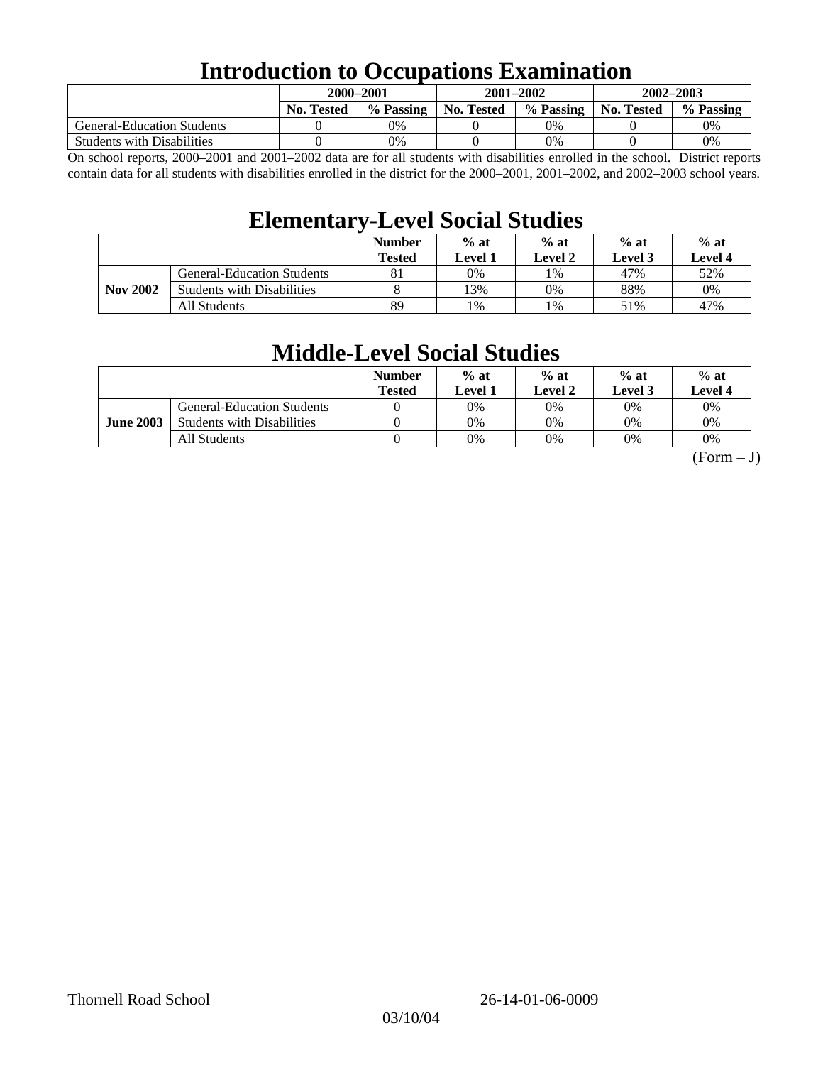# Introduction to Occupations Examination

| | 2000–2001 | | 2001–2002 | | 2002–2003 | |
|---|---|---|---|---|---|---|
| | No. Tested | % Passing | No. Tested | % Passing | No. Tested | % Passing |
| General-Education Students | 0 | 0% | 0 | 0% | 0 | 0% |
| Students with Disabilities | 0 | 0% | 0 | 0% | 0 | 0% |

On school reports, 2000–2001 and 2001–2002 data are for all students with disabilities enrolled in the school. District reports contain data for all students with disabilities enrolled in the district for the 2000–2001, 2001–2002, and 2002–2003 school years.

# Elementary-Level Social Studies

| | | Number Tested | % at Level 1 | % at Level 2 | % at Level 3 | % at Level 4 |
|---|---|---|---|---|---|---|
| **Nov 2002** | General-Education Students | 81 | 0% | 1% | 47% | 52% |
| | Students with Disabilities | 8 | 13% | 0% | 88% | 0% |
| | All Students | 89 | 1% | 1% | 51% | 47% |

# Middle-Level Social Studies

| | | Number Tested | % at Level 1 | % at Level 2 | % at Level 3 | % at Level 4 |
|---|---|---|---|---|---|---|
| **June 2003** | General-Education Students | 0 | 0% | 0% | 0% | 0% |
| | Students with Disabilities | 0 | 0% | 0% | 0% | 0% |
| | All Students | 0 | 0% | 0% | 0% | 0% |

(Form – J)

Thornell Road School 26-14-01-06-0009

03/10/04